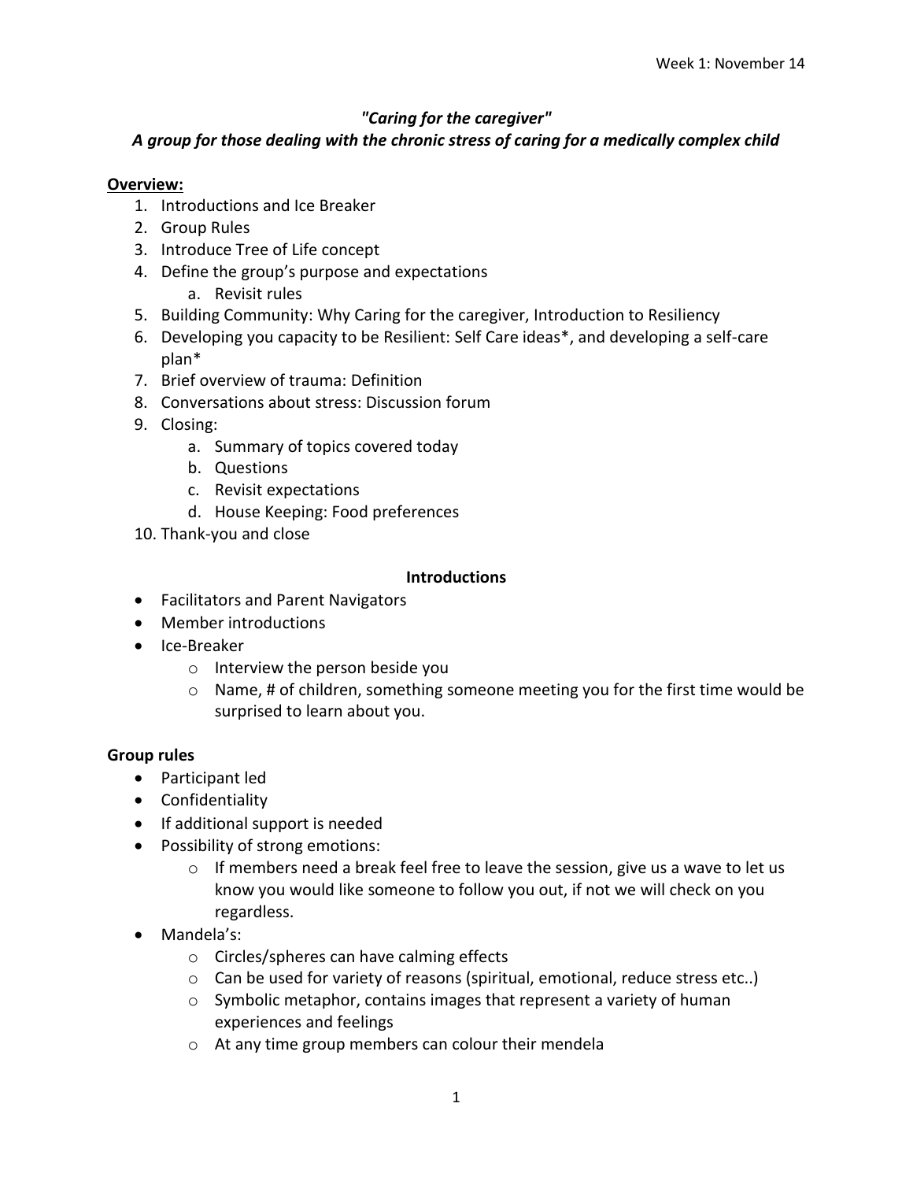Week 1: November 14

# *"Caring for the caregiver"*

## *A group for those dealing with the chronic stress of caring for a medically complex child*

**Overview:**

1. Introductions and Ice Breaker
2. Group Rules
3. Introduce Tree of Life concept
4. Define the group's purpose and expectations
   a. Revisit rules
5. Building Community: Why Caring for the caregiver, Introduction to Resiliency
6. Developing you capacity to be Resilient: Self Care ideas*, and developing a self-care plan*
7. Brief overview of trauma: Definition
8. Conversations about stress: Discussion forum
9. Closing:
   a. Summary of topics covered today
   b. Questions
   c. Revisit expectations
   d. House Keeping: Food preferences
10. Thank-you and close

### Introductions

- Facilitators and Parent Navigators
- Member introductions
- Ice-Breaker
  - Interview the person beside you
  - Name, # of children, something someone meeting you for the first time would be surprised to learn about you.

### Group rules

- Participant led
- Confidentiality
- If additional support is needed
- Possibility of strong emotions:
  - If members need a break feel free to leave the session, give us a wave to let us know you would like someone to follow you out, if not we will check on you regardless.
- Mandela's:
  - Circles/spheres can have calming effects
  - Can be used for variety of reasons (spiritual, emotional, reduce stress etc..)
  - Symbolic metaphor, contains images that represent a variety of human experiences and feelings
  - At any time group members can colour their mendela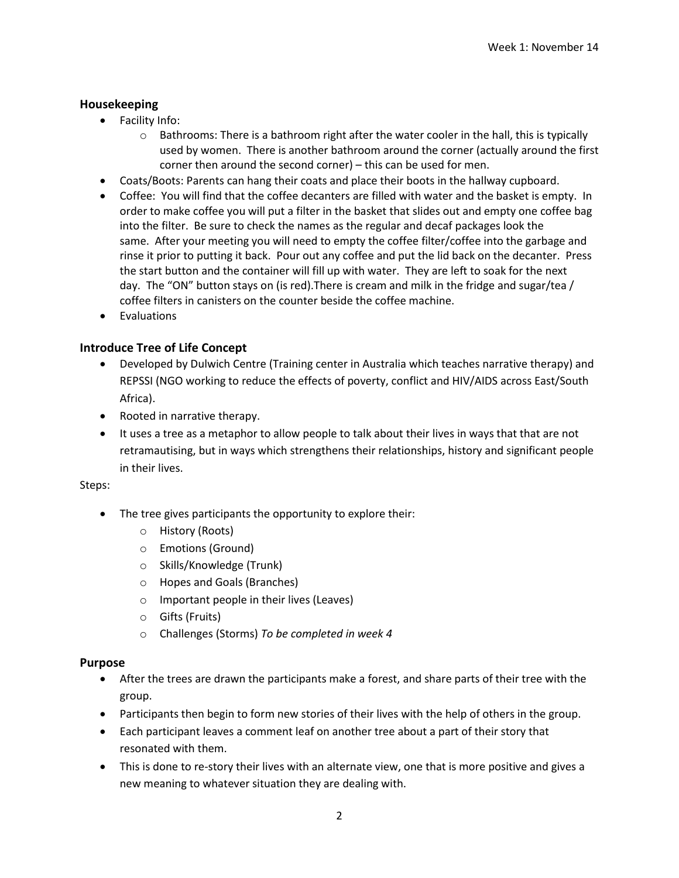Week 1: November 14

## Housekeeping

- Facility Info:
  - Bathrooms: There is a bathroom right after the water cooler in the hall, this is typically used by women. There is another bathroom around the corner (actually around the first corner then around the second corner) – this can be used for men.
- Coats/Boots: Parents can hang their coats and place their boots in the hallway cupboard.
- Coffee: You will find that the coffee decanters are filled with water and the basket is empty. In order to make coffee you will put a filter in the basket that slides out and empty one coffee bag into the filter. Be sure to check the names as the regular and decaf packages look the same. After your meeting you will need to empty the coffee filter/coffee into the garbage and rinse it prior to putting it back. Pour out any coffee and put the lid back on the decanter. Press the start button and the container will fill up with water. They are left to soak for the next day. The "ON" button stays on (is red).There is cream and milk in the fridge and sugar/tea / coffee filters in canisters on the counter beside the coffee machine.
- Evaluations

## Introduce Tree of Life Concept

- Developed by Dulwich Centre (Training center in Australia which teaches narrative therapy) and REPSSI (NGO working to reduce the effects of poverty, conflict and HIV/AIDS across East/South Africa).
- Rooted in narrative therapy.
- It uses a tree as a metaphor to allow people to talk about their lives in ways that that are not retramautising, but in ways which strengthens their relationships, history and significant people in their lives.

Steps:

- The tree gives participants the opportunity to explore their:
  - History (Roots)
  - Emotions (Ground)
  - Skills/Knowledge (Trunk)
  - Hopes and Goals (Branches)
  - Important people in their lives (Leaves)
  - Gifts (Fruits)
  - Challenges (Storms) *To be completed in week 4*

## Purpose

- After the trees are drawn the participants make a forest, and share parts of their tree with the group.
- Participants then begin to form new stories of their lives with the help of others in the group.
- Each participant leaves a comment leaf on another tree about a part of their story that resonated with them.
- This is done to re-story their lives with an alternate view, one that is more positive and gives a new meaning to whatever situation they are dealing with.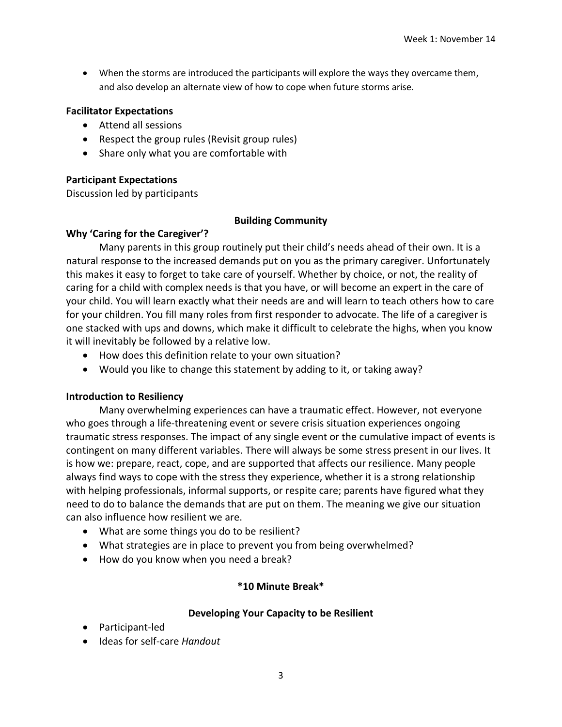- When the storms are introduced the participants will explore the ways they overcame them, and also develop an alternate view of how to cope when future storms arise.

### Facilitator Expectations

- Attend all sessions
- Respect the group rules (Revisit group rules)
- Share only what you are comfortable with

### Participant Expectations

Discussion led by participants

## Building Community

### Why 'Caring for the Caregiver'?

Many parents in this group routinely put their child's needs ahead of their own. It is a natural response to the increased demands put on you as the primary caregiver. Unfortunately this makes it easy to forget to take care of yourself. Whether by choice, or not, the reality of caring for a child with complex needs is that you have, or will become an expert in the care of your child. You will learn exactly what their needs are and will learn to teach others how to care for your children. You fill many roles from first responder to advocate. The life of a caregiver is one stacked with ups and downs, which make it difficult to celebrate the highs, when you know it will inevitably be followed by a relative low.

- How does this definition relate to your own situation?
- Would you like to change this statement by adding to it, or taking away?

### Introduction to Resiliency

Many overwhelming experiences can have a traumatic effect. However, not everyone who goes through a life-threatening event or severe crisis situation experiences ongoing traumatic stress responses. The impact of any single event or the cumulative impact of events is contingent on many different variables. There will always be some stress present in our lives. It is how we: prepare, react, cope, and are supported that affects our resilience. Many people always find ways to cope with the stress they experience, whether it is a strong relationship with helping professionals, informal supports, or respite care; parents have figured what they need to do to balance the demands that are put on them. The meaning we give our situation can also influence how resilient we are.

- What are some things you do to be resilient?
- What strategies are in place to prevent you from being overwhelmed?
- How do you know when you need a break?

**\*10 Minute Break\***

## Developing Your Capacity to be Resilient

- Participant-led
- Ideas for self-care *Handout*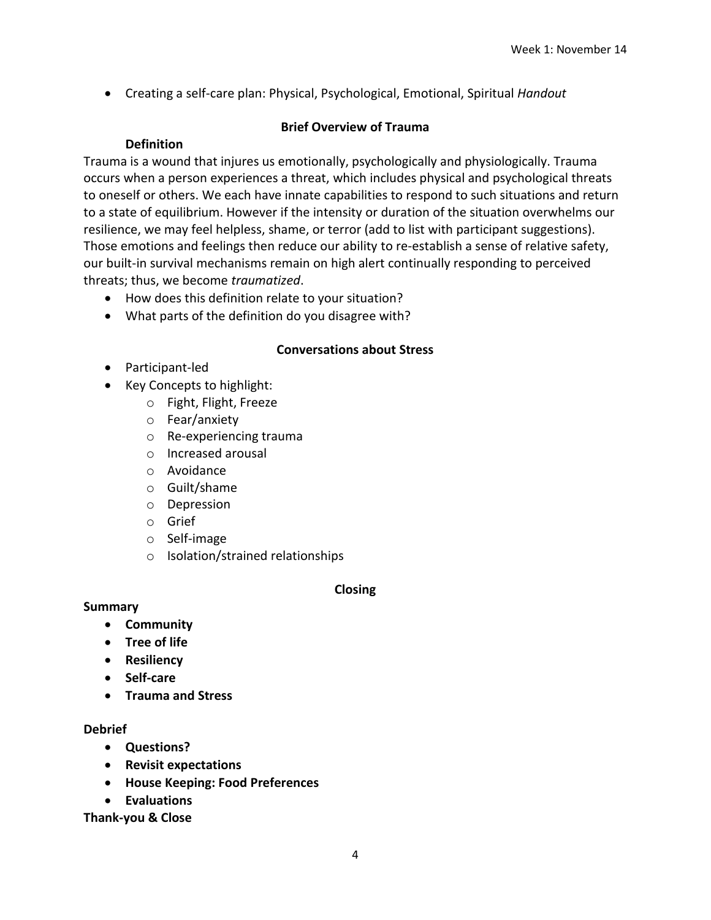- Creating a self-care plan: Physical, Psychological, Emotional, Spiritual *Handout*

## Brief Overview of Trauma

### Definition

Trauma is a wound that injures us emotionally, psychologically and physiologically. Trauma occurs when a person experiences a threat, which includes physical and psychological threats to oneself or others. We each have innate capabilities to respond to such situations and return to a state of equilibrium. However if the intensity or duration of the situation overwhelms our resilience, we may feel helpless, shame, or terror (add to list with participant suggestions). Those emotions and feelings then reduce our ability to re-establish a sense of relative safety, our built-in survival mechanisms remain on high alert continually responding to perceived threats; thus, we become *traumatized*.

- How does this definition relate to your situation?
- What parts of the definition do you disagree with?

## Conversations about Stress

- Participant-led
- Key Concepts to highlight:
  - Fight, Flight, Freeze
  - Fear/anxiety
  - Re-experiencing trauma
  - Increased arousal
  - Avoidance
  - Guilt/shame
  - Depression
  - Grief
  - Self-image
  - Isolation/strained relationships

## Closing

**Summary**

- **Community**
- **Tree of life**
- **Resiliency**
- **Self-care**
- **Trauma and Stress**

**Debrief**

- **Questions?**
- **Revisit expectations**
- **House Keeping: Food Preferences**
- **Evaluations**

**Thank-you & Close**